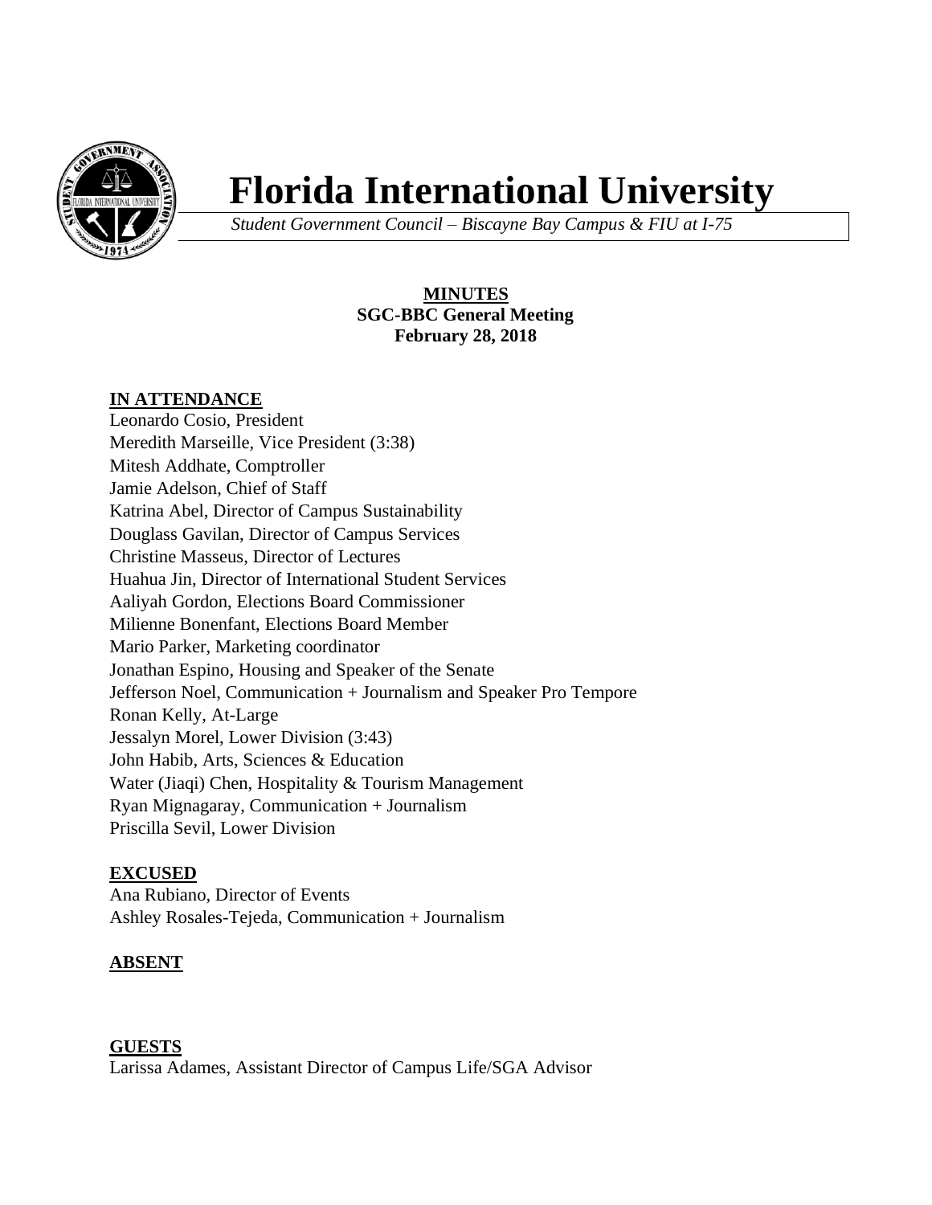# Florida International University

*Student Government Council – Biscayne Bay Campus & FIU at I-75*

**MINUTES**
**SGC-BBC General Meeting**
**February 28, 2018**

## IN ATTENDANCE

Leonardo Cosio, President
Meredith Marseille, Vice President (3:38)
Mitesh Addhate, Comptroller
Jamie Adelson, Chief of Staff
Katrina Abel, Director of Campus Sustainability
Douglass Gavilan, Director of Campus Services
Christine Masseus, Director of Lectures
Huahua Jin, Director of International Student Services
Aaliyah Gordon, Elections Board Commissioner
Milienne Bonenfant, Elections Board Member
Mario Parker, Marketing coordinator
Jonathan Espino, Housing and Speaker of the Senate
Jefferson Noel, Communication + Journalism and Speaker Pro Tempore
Ronan Kelly, At-Large
Jessalyn Morel, Lower Division (3:43)
John Habib, Arts, Sciences & Education
Water (Jiaqi) Chen, Hospitality & Tourism Management
Ryan Mignagaray, Communication + Journalism
Priscilla Sevil, Lower Division

## EXCUSED

Ana Rubiano, Director of Events
Ashley Rosales-Tejeda, Communication + Journalism

## ABSENT

## GUESTS

Larissa Adames, Assistant Director of Campus Life/SGA Advisor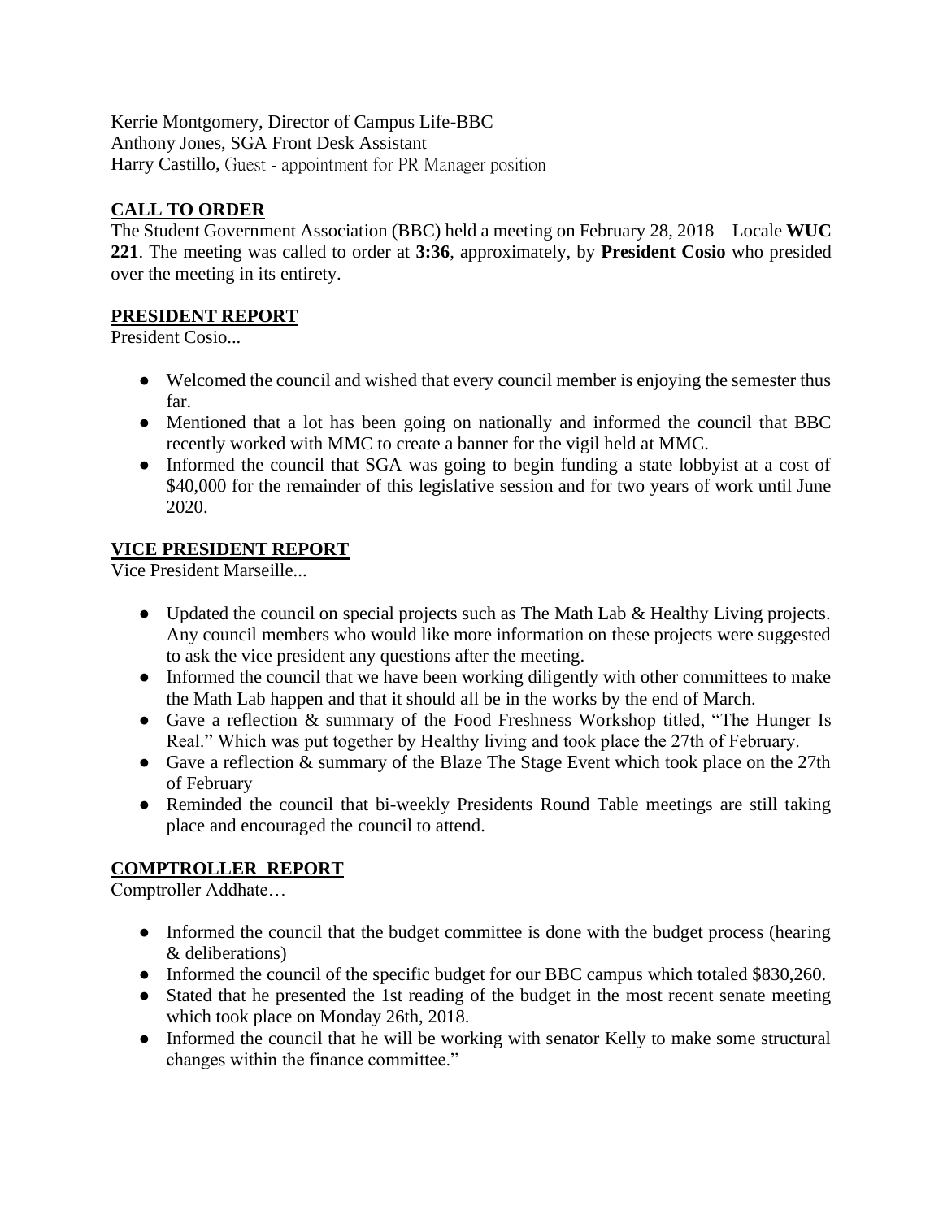Kerrie Montgomery, Director of Campus Life-BBC
Anthony Jones, SGA Front Desk Assistant
Harry Castillo, Guest - appointment for PR Manager position

## CALL TO ORDER

The Student Government Association (BBC) held a meeting on February 28, 2018 – Locale **WUC 221**. The meeting was called to order at **3:36**, approximately, by **President Cosio** who presided over the meeting in its entirety.

## PRESIDENT REPORT

President Cosio...

- Welcomed the council and wished that every council member is enjoying the semester thus far.
- Mentioned that a lot has been going on nationally and informed the council that BBC recently worked with MMC to create a banner for the vigil held at MMC.
- Informed the council that SGA was going to begin funding a state lobbyist at a cost of $40,000 for the remainder of this legislative session and for two years of work until June 2020.

## VICE PRESIDENT REPORT

Vice President Marseille...

- Updated the council on special projects such as The Math Lab & Healthy Living projects. Any council members who would like more information on these projects were suggested to ask the vice president any questions after the meeting.
- Informed the council that we have been working diligently with other committees to make the Math Lab happen and that it should all be in the works by the end of March.
- Gave a reflection & summary of the Food Freshness Workshop titled, "The Hunger Is Real." Which was put together by Healthy living and took place the 27th of February.
- Gave a reflection & summary of the Blaze The Stage Event which took place on the 27th of February
- Reminded the council that bi-weekly Presidents Round Table meetings are still taking place and encouraged the council to attend.

## COMPTROLLER REPORT

Comptroller Addhate…

- Informed the council that the budget committee is done with the budget process (hearing & deliberations)
- Informed the council of the specific budget for our BBC campus which totaled $830,260.
- Stated that he presented the 1st reading of the budget in the most recent senate meeting which took place on Monday 26th, 2018.
- Informed the council that he will be working with senator Kelly to make some structural changes within the finance committee."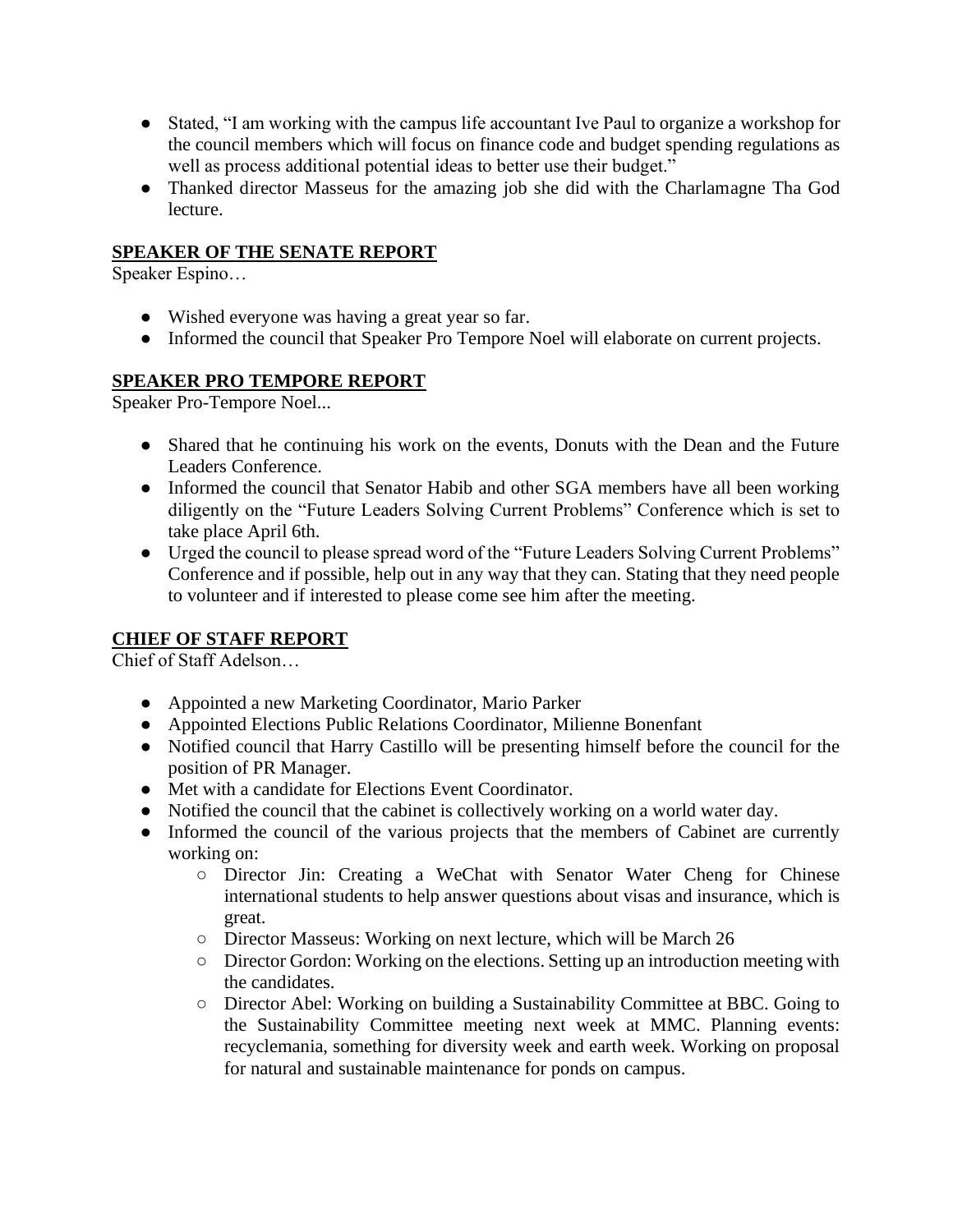- Stated, "I am working with the campus life accountant Ive Paul to organize a workshop for the council members which will focus on finance code and budget spending regulations as well as process additional potential ideas to better use their budget."
- Thanked director Masseus for the amazing job she did with the Charlamagne Tha God lecture.

## SPEAKER OF THE SENATE REPORT

Speaker Espino…

- Wished everyone was having a great year so far.
- Informed the council that Speaker Pro Tempore Noel will elaborate on current projects.

## SPEAKER PRO TEMPORE REPORT

Speaker Pro-Tempore Noel...

- Shared that he continuing his work on the events, Donuts with the Dean and the Future Leaders Conference.
- Informed the council that Senator Habib and other SGA members have all been working diligently on the "Future Leaders Solving Current Problems" Conference which is set to take place April 6th.
- Urged the council to please spread word of the "Future Leaders Solving Current Problems" Conference and if possible, help out in any way that they can. Stating that they need people to volunteer and if interested to please come see him after the meeting.

## CHIEF OF STAFF REPORT

Chief of Staff Adelson…

- Appointed a new Marketing Coordinator, Mario Parker
- Appointed Elections Public Relations Coordinator, Milienne Bonenfant
- Notified council that Harry Castillo will be presenting himself before the council for the position of PR Manager.
- Met with a candidate for Elections Event Coordinator.
- Notified the council that the cabinet is collectively working on a world water day.
- Informed the council of the various projects that the members of Cabinet are currently working on:
    - Director Jin: Creating a WeChat with Senator Water Cheng for Chinese international students to help answer questions about visas and insurance, which is great.
    - Director Masseus: Working on next lecture, which will be March 26
    - Director Gordon: Working on the elections. Setting up an introduction meeting with the candidates.
    - Director Abel: Working on building a Sustainability Committee at BBC. Going to the Sustainability Committee meeting next week at MMC. Planning events: recyclemania, something for diversity week and earth week. Working on proposal for natural and sustainable maintenance for ponds on campus.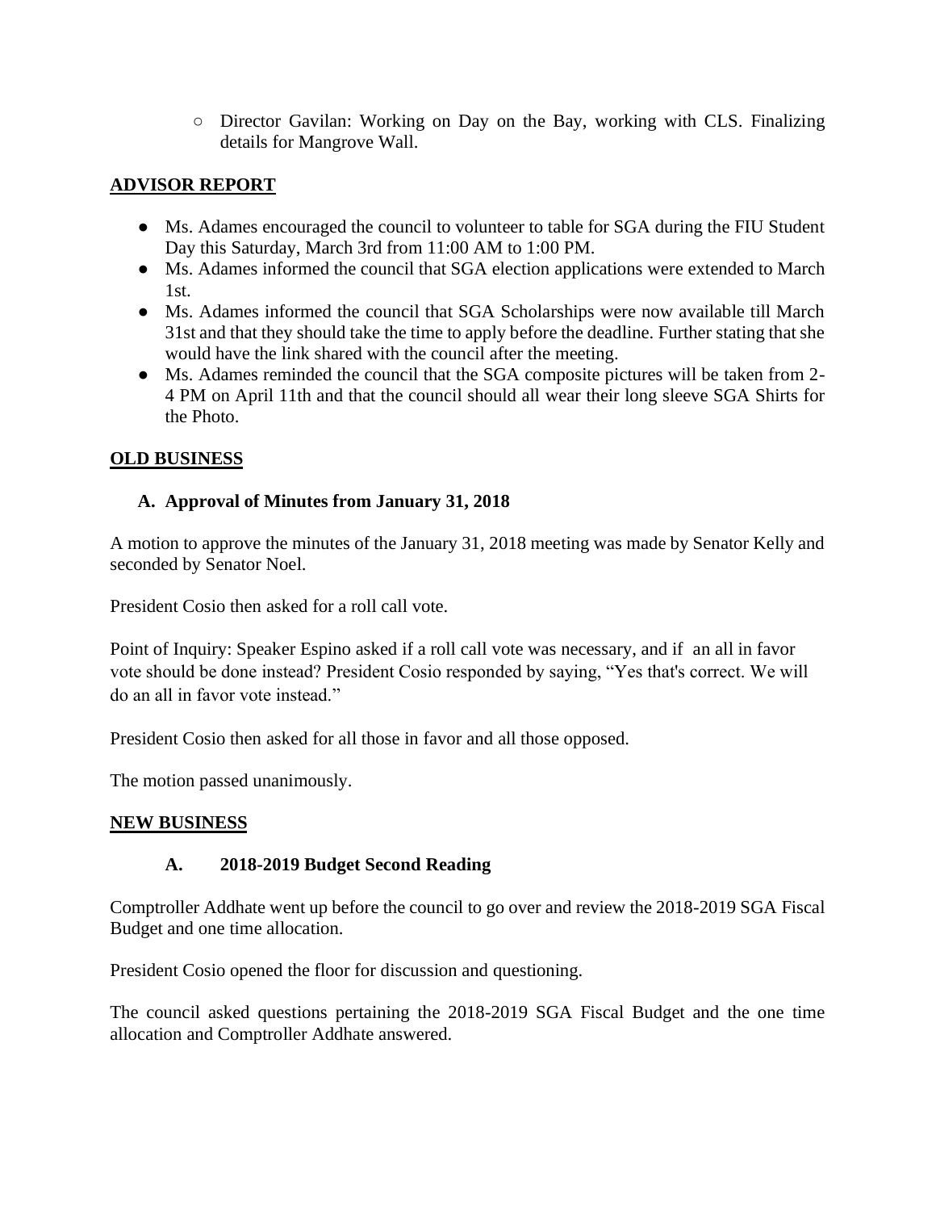- Director Gavilan: Working on Day on the Bay, working with CLS. Finalizing details for Mangrove Wall.

## ADVISOR REPORT

- Ms. Adames encouraged the council to volunteer to table for SGA during the FIU Student Day this Saturday, March 3rd from 11:00 AM to 1:00 PM.
- Ms. Adames informed the council that SGA election applications were extended to March 1st.
- Ms. Adames informed the council that SGA Scholarships were now available till March 31st and that they should take the time to apply before the deadline. Further stating that she would have the link shared with the council after the meeting.
- Ms. Adames reminded the council that the SGA composite pictures will be taken from 2-4 PM on April 11th and that the council should all wear their long sleeve SGA Shirts for the Photo.

## OLD BUSINESS

### A. Approval of Minutes from January 31, 2018

A motion to approve the minutes of the January 31, 2018 meeting was made by Senator Kelly and seconded by Senator Noel.

President Cosio then asked for a roll call vote.

Point of Inquiry: Speaker Espino asked if a roll call vote was necessary, and if an all in favor vote should be done instead? President Cosio responded by saying, "Yes that's correct. We will do an all in favor vote instead."

President Cosio then asked for all those in favor and all those opposed.

The motion passed unanimously.

## NEW BUSINESS

### A. 2018-2019 Budget Second Reading

Comptroller Addhate went up before the council to go over and review the 2018-2019 SGA Fiscal Budget and one time allocation.

President Cosio opened the floor for discussion and questioning.

The council asked questions pertaining the 2018-2019 SGA Fiscal Budget and the one time allocation and Comptroller Addhate answered.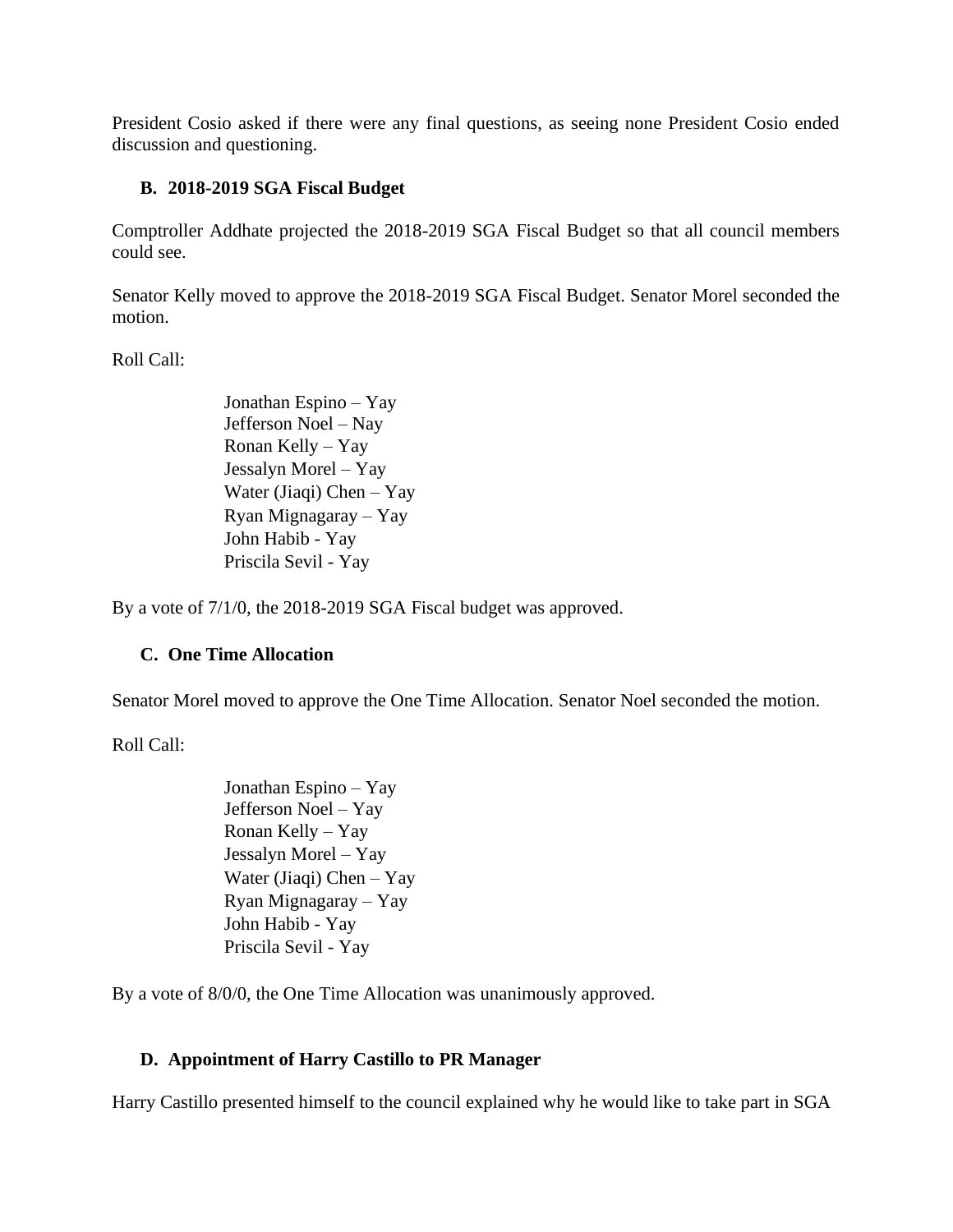President Cosio asked if there were any final questions, as seeing none President Cosio ended discussion and questioning.

### B. 2018-2019 SGA Fiscal Budget

Comptroller Addhate projected the 2018-2019 SGA Fiscal Budget so that all council members could see.

Senator Kelly moved to approve the 2018-2019 SGA Fiscal Budget. Senator Morel seconded the motion.

Roll Call:

Jonathan Espino – Yay
Jefferson Noel – Nay
Ronan Kelly – Yay
Jessalyn Morel – Yay
Water (Jiaqi) Chen – Yay
Ryan Mignagaray – Yay
John Habib - Yay
Priscila Sevil - Yay

By a vote of 7/1/0, the 2018-2019 SGA Fiscal budget was approved.

### C. One Time Allocation

Senator Morel moved to approve the One Time Allocation. Senator Noel seconded the motion.

Roll Call:

Jonathan Espino – Yay
Jefferson Noel – Yay
Ronan Kelly – Yay
Jessalyn Morel – Yay
Water (Jiaqi) Chen – Yay
Ryan Mignagaray – Yay
John Habib - Yay
Priscila Sevil - Yay

By a vote of 8/0/0, the One Time Allocation was unanimously approved.

### D. Appointment of Harry Castillo to PR Manager

Harry Castillo presented himself to the council explained why he would like to take part in SGA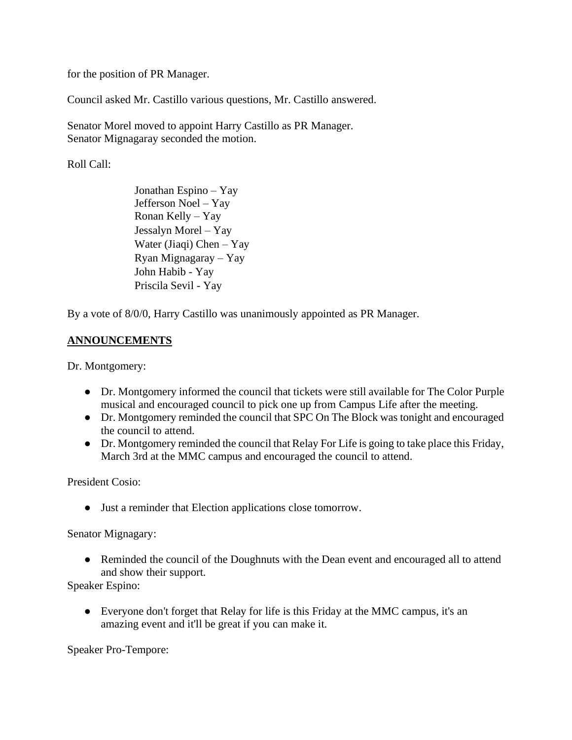for the position of PR Manager.

Council asked Mr. Castillo various questions, Mr. Castillo answered.

Senator Morel moved to appoint Harry Castillo as PR Manager.
Senator Mignagaray seconded the motion.

Roll Call:

Jonathan Espino – Yay
Jefferson Noel – Yay
Ronan Kelly – Yay
Jessalyn Morel – Yay
Water (Jiaqi) Chen – Yay
Ryan Mignagaray – Yay
John Habib - Yay
Priscila Sevil - Yay

By a vote of 8/0/0, Harry Castillo was unanimously appointed as PR Manager.

## ANNOUNCEMENTS

Dr. Montgomery:

- Dr. Montgomery informed the council that tickets were still available for The Color Purple musical and encouraged council to pick one up from Campus Life after the meeting.
- Dr. Montgomery reminded the council that SPC On The Block was tonight and encouraged the council to attend.
- Dr. Montgomery reminded the council that Relay For Life is going to take place this Friday, March 3rd at the MMC campus and encouraged the council to attend.

President Cosio:

- Just a reminder that Election applications close tomorrow.

Senator Mignagary:

- Reminded the council of the Doughnuts with the Dean event and encouraged all to attend and show their support.

Speaker Espino:

- Everyone don't forget that Relay for life is this Friday at the MMC campus, it's an amazing event and it'll be great if you can make it.

Speaker Pro-Tempore: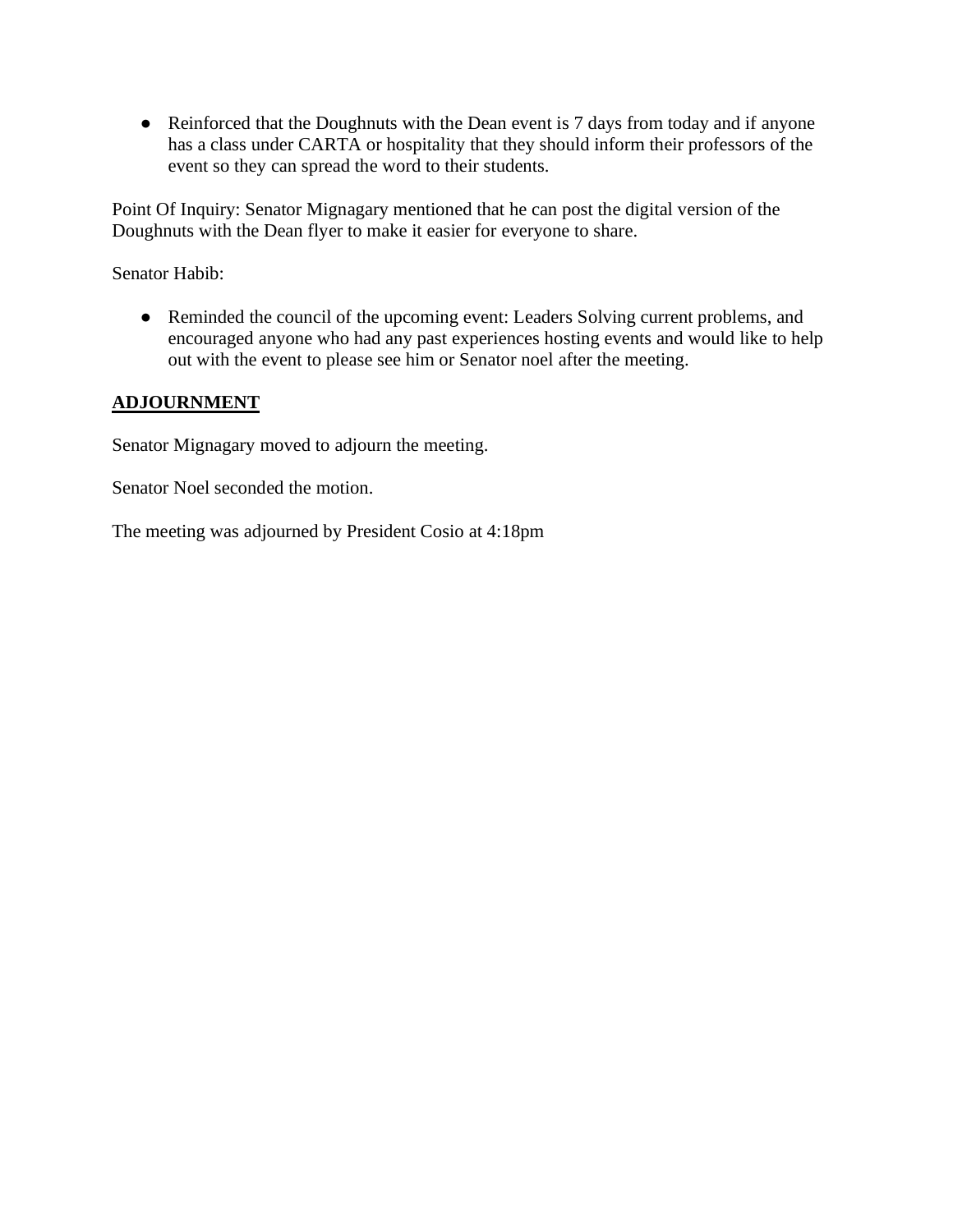- Reinforced that the Doughnuts with the Dean event is 7 days from today and if anyone has a class under CARTA or hospitality that they should inform their professors of the event so they can spread the word to their students.

Point Of Inquiry: Senator Mignagary mentioned that he can post the digital version of the Doughnuts with the Dean flyer to make it easier for everyone to share.

Senator Habib:

- Reminded the council of the upcoming event: Leaders Solving current problems, and encouraged anyone who had any past experiences hosting events and would like to help out with the event to please see him or Senator noel after the meeting.

**ADJOURNMENT**

Senator Mignagary moved to adjourn the meeting.

Senator Noel seconded the motion.

The meeting was adjourned by President Cosio at 4:18pm